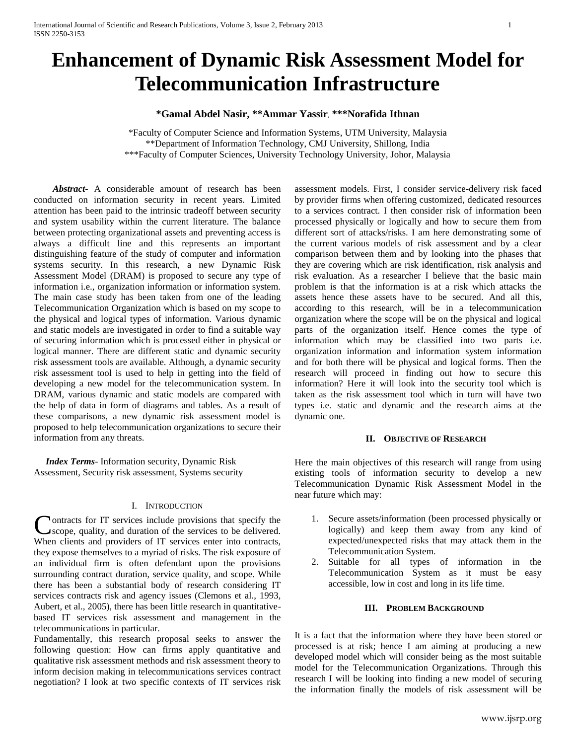# Enhancement of Dynamic Risk Assessment Model for Telecommunication Infrastructure

**\*Gamal Abdel Nasir, \*\*Ammar Yassir, \*\*\*Norafida Ithnan**

\*Faculty of Computer Science and Information Systems, UTM University, Malaysia
\*\*Department of Information Technology, CMJ University, Shillong, India
\*\*\*Faculty of Computer Sciences, University Technology University, Johor, Malaysia

***Abstract-*** A considerable amount of research has been conducted on information security in recent years. Limited attention has been paid to the intrinsic tradeoff between security and system usability within the current literature. The balance between protecting organizational assets and preventing access is always a difficult line and this represents an important distinguishing feature of the study of computer and information systems security. In this research, a new Dynamic Risk Assessment Model (DRAM) is proposed to secure any type of information i.e., organization information or information system. The main case study has been taken from one of the leading Telecommunication Organization which is based on my scope to the physical and logical types of information. Various dynamic and static models are investigated in order to find a suitable way of securing information which is processed either in physical or logical manner. There are different static and dynamic security risk assessment tools are available. Although, a dynamic security risk assessment tool is used to help in getting into the field of developing a new model for the telecommunication system. In DRAM, various dynamic and static models are compared with the help of data in form of diagrams and tables. As a result of these comparisons, a new dynamic risk assessment model is proposed to help telecommunication organizations to secure their information from any threats.

***Index Terms*-** Information security, Dynamic Risk Assessment, Security risk assessment, Systems security

## I. Introduction

Contracts for IT services include provisions that specify the scope, quality, and duration of the services to be delivered. When clients and providers of IT services enter into contracts, they expose themselves to a myriad of risks. The risk exposure of an individual firm is often defendant upon the provisions surrounding contract duration, service quality, and scope. While there has been a substantial body of research considering IT services contracts risk and agency issues (Clemons et al., 1993, Aubert, et al., 2005), there has been little research in quantitative-based IT services risk assessment and management in the telecommunications in particular.

Fundamentally, this research proposal seeks to answer the following question: How can firms apply quantitative and qualitative risk assessment methods and risk assessment theory to inform decision making in telecommunications services contract negotiation? I look at two specific contexts of IT services risk assessment models. First, I consider service-delivery risk faced by provider firms when offering customized, dedicated resources to a services contract. I then consider risk of information been processed physically or logically and how to secure them from different sort of attacks/risks. I am here demonstrating some of the current various models of risk assessment and by a clear comparison between them and by looking into the phases that they are covering which are risk identification, risk analysis and risk evaluation. As a researcher I believe that the basic main problem is that the information is at a risk which attacks the assets hence these assets have to be secured. And all this, according to this research, will be in a telecommunication organization where the scope will be on the physical and logical parts of the organization itself. Hence comes the type of information which may be classified into two parts i.e. organization information and information system information and for both there will be physical and logical forms. Then the research will proceed in finding out how to secure this information? Here it will look into the security tool which is taken as the risk assessment tool which in turn will have two types i.e. static and dynamic and the research aims at the dynamic one.

## II. Objective of Research

Here the main objectives of this research will range from using existing tools of information security to develop a new Telecommunication Dynamic Risk Assessment Model in the near future which may:

1. Secure assets/information (been processed physically or logically) and keep them away from any kind of expected/unexpected risks that may attack them in the Telecommunication System.
2. Suitable for all types of information in the Telecommunication System as it must be easy accessible, low in cost and long in its life time.

## III. Problem Background

It is a fact that the information where they have been stored or processed is at risk; hence I am aiming at producing a new developed model which will consider being as the most suitable model for the Telecommunication Organizations. Through this research I will be looking into finding a new model of securing the information finally the models of risk assessment will be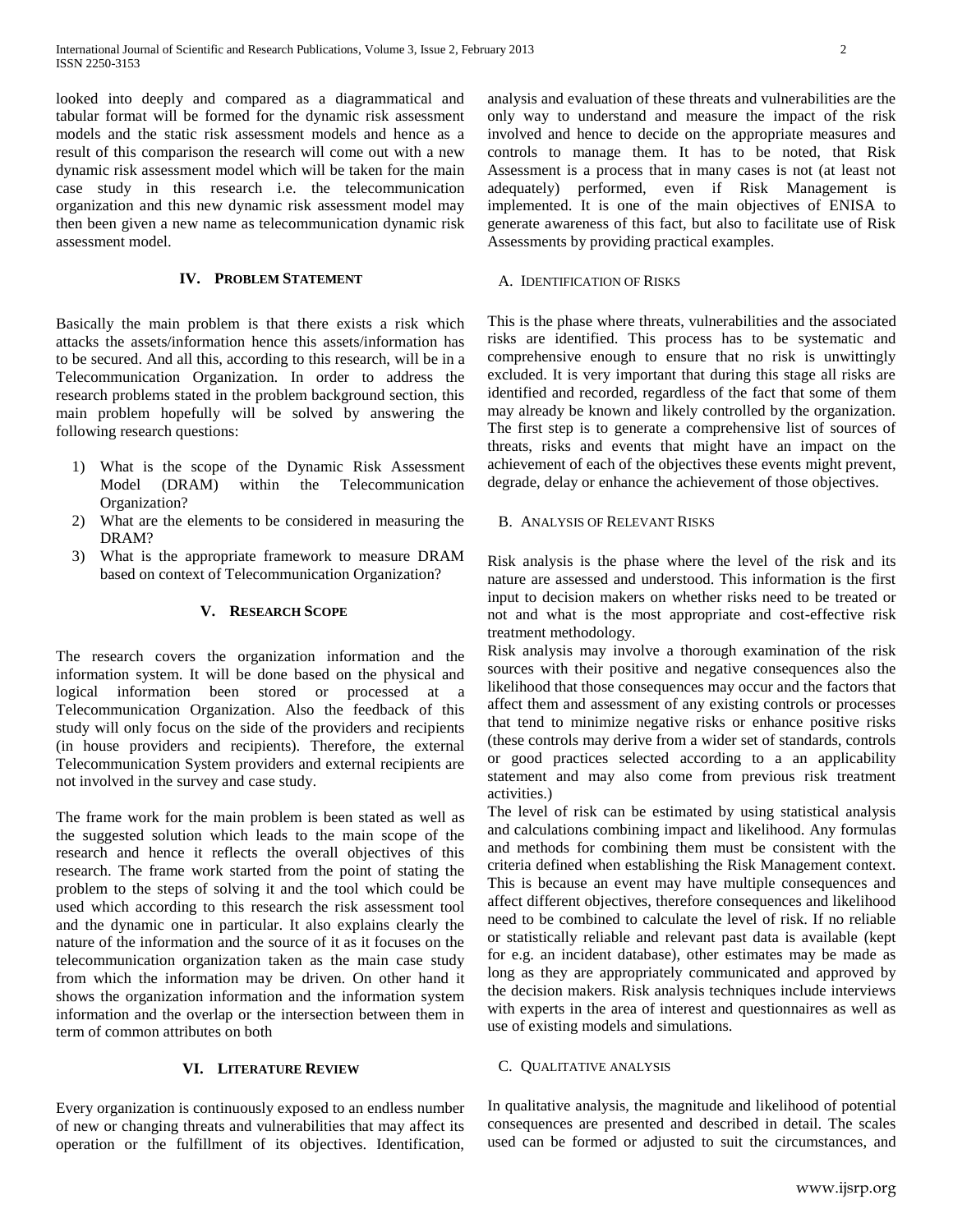looked into deeply and compared as a diagrammatical and tabular format will be formed for the dynamic risk assessment models and the static risk assessment models and hence as a result of this comparison the research will come out with a new dynamic risk assessment model which will be taken for the main case study in this research i.e. the telecommunication organization and this new dynamic risk assessment model may then been given a new name as telecommunication dynamic risk assessment model.

## IV. Problem Statement

Basically the main problem is that there exists a risk which attacks the assets/information hence this assets/information has to be secured. And all this, according to this research, will be in a Telecommunication Organization. In order to address the research problems stated in the problem background section, this main problem hopefully will be solved by answering the following research questions:

1) What is the scope of the Dynamic Risk Assessment Model (DRAM) within the Telecommunication Organization?
2) What are the elements to be considered in measuring the DRAM?
3) What is the appropriate framework to measure DRAM based on context of Telecommunication Organization?

## V. Research Scope

The research covers the organization information and the information system. It will be done based on the physical and logical information been stored or processed at a Telecommunication Organization. Also the feedback of this study will only focus on the side of the providers and recipients (in house providers and recipients). Therefore, the external Telecommunication System providers and external recipients are not involved in the survey and case study.

The frame work for the main problem is been stated as well as the suggested solution which leads to the main scope of the research and hence it reflects the overall objectives of this research. The frame work started from the point of stating the problem to the steps of solving it and the tool which could be used which according to this research the risk assessment tool and the dynamic one in particular. It also explains clearly the nature of the information and the source of it as it focuses on the telecommunication organization taken as the main case study from which the information may be driven. On other hand it shows the organization information and the information system information and the overlap or the intersection between them in term of common attributes on both

## VI. Literature Review

Every organization is continuously exposed to an endless number of new or changing threats and vulnerabilities that may affect its operation or the fulfillment of its objectives. Identification, analysis and evaluation of these threats and vulnerabilities are the only way to understand and measure the impact of the risk involved and hence to decide on the appropriate measures and controls to manage them. It has to be noted, that Risk Assessment is a process that in many cases is not (at least not adequately) performed, even if Risk Management is implemented. It is one of the main objectives of ENISA to generate awareness of this fact, but also to facilitate use of Risk Assessments by providing practical examples.

### A. Identification of Risks

This is the phase where threats, vulnerabilities and the associated risks are identified. This process has to be systematic and comprehensive enough to ensure that no risk is unwittingly excluded. It is very important that during this stage all risks are identified and recorded, regardless of the fact that some of them may already be known and likely controlled by the organization. The first step is to generate a comprehensive list of sources of threats, risks and events that might have an impact on the achievement of each of the objectives these events might prevent, degrade, delay or enhance the achievement of those objectives.

### B. Analysis of Relevant Risks

Risk analysis is the phase where the level of the risk and its nature are assessed and understood. This information is the first input to decision makers on whether risks need to be treated or not and what is the most appropriate and cost-effective risk treatment methodology.

Risk analysis may involve a thorough examination of the risk sources with their positive and negative consequences also the likelihood that those consequences may occur and the factors that affect them and assessment of any existing controls or processes that tend to minimize negative risks or enhance positive risks (these controls may derive from a wider set of standards, controls or good practices selected according to a an applicability statement and may also come from previous risk treatment activities.)

The level of risk can be estimated by using statistical analysis and calculations combining impact and likelihood. Any formulas and methods for combining them must be consistent with the criteria defined when establishing the Risk Management context. This is because an event may have multiple consequences and affect different objectives, therefore consequences and likelihood need to be combined to calculate the level of risk. If no reliable or statistically reliable and relevant past data is available (kept for e.g. an incident database), other estimates may be made as long as they are appropriately communicated and approved by the decision makers. Risk analysis techniques include interviews with experts in the area of interest and questionnaires as well as use of existing models and simulations.

### C. Qualitative analysis

In qualitative analysis, the magnitude and likelihood of potential consequences are presented and described in detail. The scales used can be formed or adjusted to suit the circumstances, and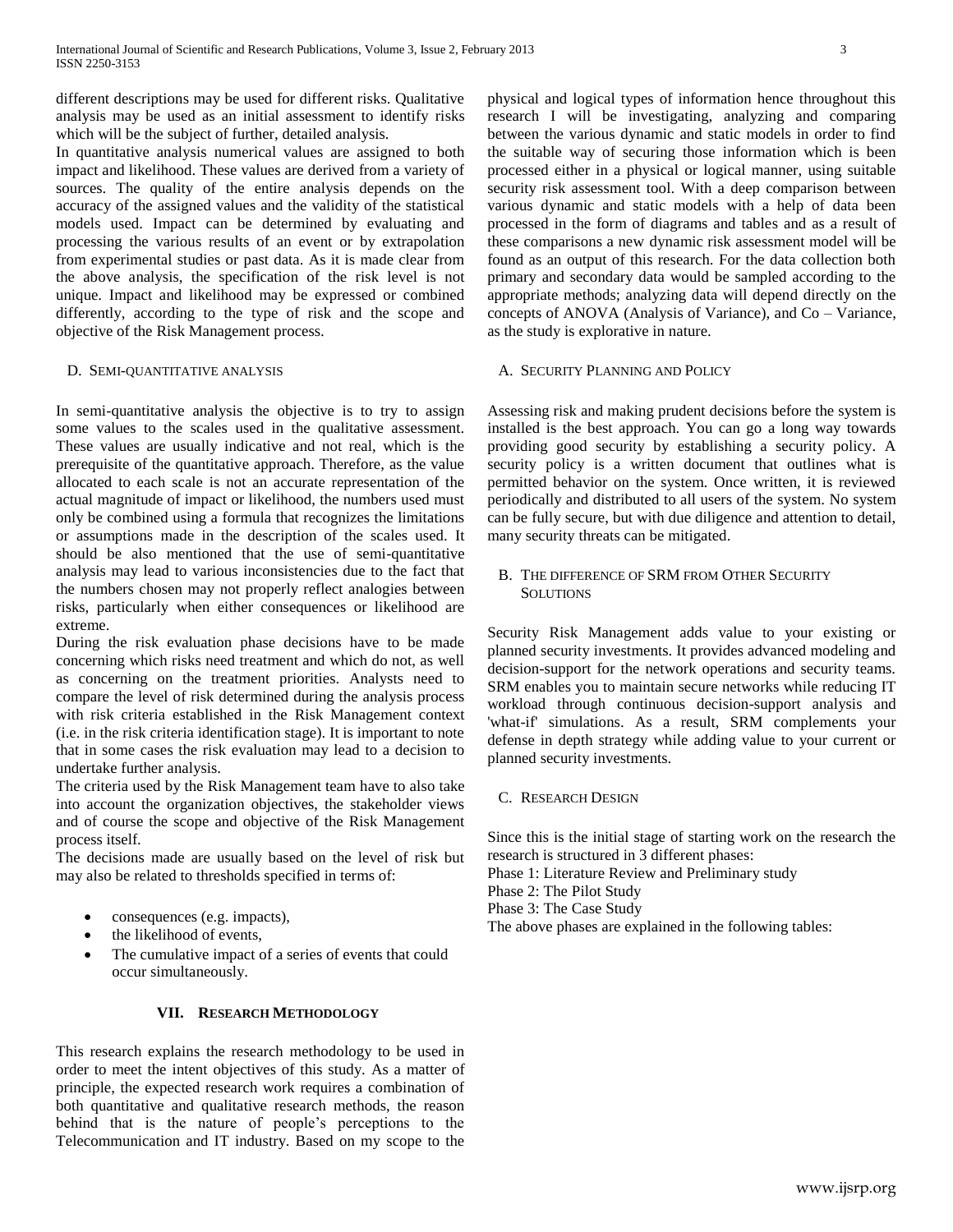different descriptions may be used for different risks. Qualitative analysis may be used as an initial assessment to identify risks which will be the subject of further, detailed analysis.

In quantitative analysis numerical values are assigned to both impact and likelihood. These values are derived from a variety of sources. The quality of the entire analysis depends on the accuracy of the assigned values and the validity of the statistical models used. Impact can be determined by evaluating and processing the various results of an event or by extrapolation from experimental studies or past data. As it is made clear from the above analysis, the specification of the risk level is not unique. Impact and likelihood may be expressed or combined differently, according to the type of risk and the scope and objective of the Risk Management process.

### D. Semi-quantitative analysis

In semi-quantitative analysis the objective is to try to assign some values to the scales used in the qualitative assessment. These values are usually indicative and not real, which is the prerequisite of the quantitative approach. Therefore, as the value allocated to each scale is not an accurate representation of the actual magnitude of impact or likelihood, the numbers used must only be combined using a formula that recognizes the limitations or assumptions made in the description of the scales used. It should be also mentioned that the use of semi-quantitative analysis may lead to various inconsistencies due to the fact that the numbers chosen may not properly reflect analogies between risks, particularly when either consequences or likelihood are extreme.

During the risk evaluation phase decisions have to be made concerning which risks need treatment and which do not, as well as concerning on the treatment priorities. Analysts need to compare the level of risk determined during the analysis process with risk criteria established in the Risk Management context (i.e. in the risk criteria identification stage). It is important to note that in some cases the risk evaluation may lead to a decision to undertake further analysis.

The criteria used by the Risk Management team have to also take into account the organization objectives, the stakeholder views and of course the scope and objective of the Risk Management process itself.

The decisions made are usually based on the level of risk but may also be related to thresholds specified in terms of:

- consequences (e.g. impacts),
- the likelihood of events,
- The cumulative impact of a series of events that could occur simultaneously.

## VII. Research Methodology

This research explains the research methodology to be used in order to meet the intent objectives of this study. As a matter of principle, the expected research work requires a combination of both quantitative and qualitative research methods, the reason behind that is the nature of people's perceptions to the Telecommunication and IT industry. Based on my scope to the physical and logical types of information hence throughout this research I will be investigating, analyzing and comparing between the various dynamic and static models in order to find the suitable way of securing those information which is been processed either in a physical or logical manner, using suitable security risk assessment tool. With a deep comparison between various dynamic and static models with a help of data been processed in the form of diagrams and tables and as a result of these comparisons a new dynamic risk assessment model will be found as an output of this research. For the data collection both primary and secondary data would be sampled according to the appropriate methods; analyzing data will depend directly on the concepts of ANOVA (Analysis of Variance), and Co – Variance, as the study is explorative in nature.

### A. Security Planning and Policy

Assessing risk and making prudent decisions before the system is installed is the best approach. You can go a long way towards providing good security by establishing a security policy. A security policy is a written document that outlines what is permitted behavior on the system. Once written, it is reviewed periodically and distributed to all users of the system. No system can be fully secure, but with due diligence and attention to detail, many security threats can be mitigated.

### B. The difference of SRM from Other Security Solutions

Security Risk Management adds value to your existing or planned security investments. It provides advanced modeling and decision-support for the network operations and security teams. SRM enables you to maintain secure networks while reducing IT workload through continuous decision-support analysis and 'what-if' simulations. As a result, SRM complements your defense in depth strategy while adding value to your current or planned security investments.

### C. Research Design

Since this is the initial stage of starting work on the research the research is structured in 3 different phases:

Phase 1: Literature Review and Preliminary study

Phase 2: The Pilot Study

Phase 3: The Case Study

The above phases are explained in the following tables: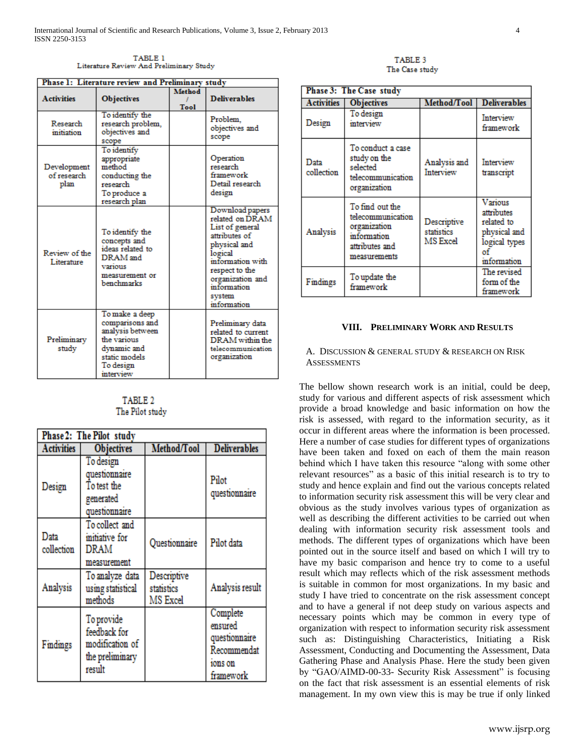TABLE 1
Literature Review And Preliminary Study

| Phase 1: Literature review and Preliminary study | | | |
|---|---|---|---|
| **Activities** | **Objectives** | **Method / Tool** | **Deliverables** |
| Research initiation | To identify the research problem, objectives and scope | | Problem, objectives and scope |
| Development of research plan | To identify appropriate method conducting the research To produce a research plan | | Operation research framework Detail research design |
| Review of the Literature | To identify the concepts and ideas related to DRAM and various measurement or benchmarks | | Download papers related on DRAM List of general attributes of physical and logical information with respect to the organization and information system information |
| Preliminary study | To make a deep comparisons and analysis between the various dynamic and static models To design interview | | Preliminary data related to current DRAM within the telecommunication organization |

TABLE 2
The Pilot study

| Phase 2: The Pilot study | | | |
|---|---|---|---|
| **Activities** | **Objectives** | **Method/Tool** | **Deliverables** |
| Design | To design questionnaire To test the generated questionnaire | | Pilot questionnaire |
| Data collection | To collect and initiative for DRAM measurement | Questionnaire | Pilot data |
| Analysis | To analyze data using statistical methods | Descriptive statistics MS Excel | Analysis result |
| Findings | To provide feedback for modification of the preliminary result | | Complete ensured questionnaire Recommendations on framework |

TABLE 3
The Case study

| Phase 3: The Case study | | | |
|---|---|---|---|
| **Activities** | **Objectives** | **Method/Tool** | **Deliverables** |
| Design | To design interview | | Interview framework |
| Data collection | To conduct a case study on the selected telecommunication organization | Analysis and Interview | Interview transcript |
| Analysis | To find out the telecommunication organization information attributes and measurements | Descriptive statistics MS Excel | Various attributes related to physical and logical types of information |
| Findings | To update the framework | | The revised form of the framework |

## VIII. Preliminary Work and Results

### A. Discussion & General Study & Research on Risk Assessments

The bellow shown research work is an initial, could be deep, study for various and different aspects of risk assessment which provide a broad knowledge and basic information on how the risk is assessed, with regard to the information security, as it occur in different areas where the information is been processed. Here a number of case studies for different types of organizations have been taken and foxed on each of them the main reason behind which I have taken this resource "along with some other relevant resources" as a basic of this initial research is to try to study and hence explain and find out the various concepts related to information security risk assessment this will be very clear and obvious as the study involves various types of organization as well as describing the different activities to be carried out when dealing with information security risk assessment tools and methods. The different types of organizations which have been pointed out in the source itself and based on which I will try to have my basic comparison and hence try to come to a useful result which may reflects which of the risk assessment methods is suitable in common for most organizations. In my basic and study I have tried to concentrate on the risk assessment concept and to have a general if not deep study on various aspects and necessary points which may be common in every type of organization with respect to information security risk assessment such as: Distinguishing Characteristics, Initiating a Risk Assessment, Conducting and Documenting the Assessment, Data Gathering Phase and Analysis Phase. Here the study been given by "GAO/AIMD-00-33- Security Risk Assessment" is focusing on the fact that risk assessment is an essential elements of risk management. In my own view this is may be true if only linked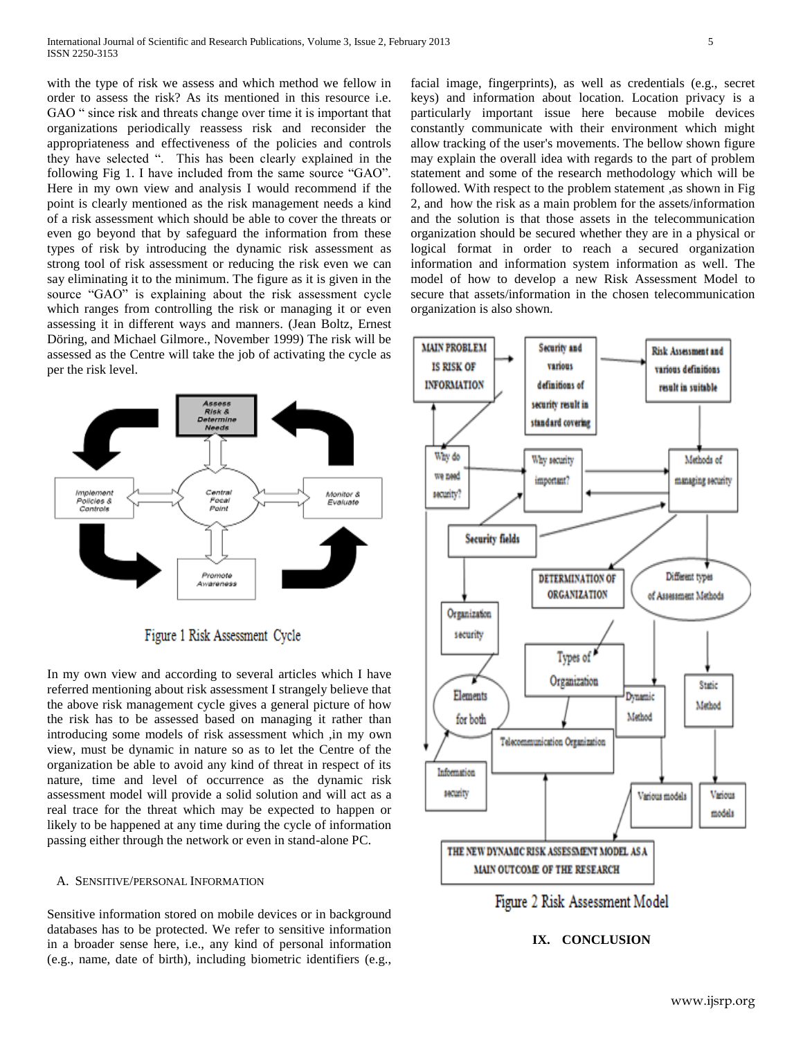with the type of risk we assess and which method we fellow in order to assess the risk? As its mentioned in this resource i.e. GAO " since risk and threats change over time it is important that organizations periodically reassess risk and reconsider the appropriateness and effectiveness of the policies and controls they have selected ". This has been clearly explained in the following Fig 1. I have included from the same source "GAO". Here in my own view and analysis I would recommend if the point is clearly mentioned as the risk management needs a kind of a risk assessment which should be able to cover the threats or even go beyond that by safeguard the information from these types of risk by introducing the dynamic risk assessment as strong tool of risk assessment or reducing the risk even we can say eliminating it to the minimum. The figure as it is given in the source "GAO" is explaining about the risk assessment cycle which ranges from controlling the risk or managing it or even assessing it in different ways and manners. (Jean Boltz, Ernest Döring, and Michael Gilmore., November 1999) The risk will be assessed as the Centre will take the job of activating the cycle as per the risk level.

Figure 1 Risk Assessment Cycle

In my own view and according to several articles which I have referred mentioning about risk assessment I strangely believe that the above risk management cycle gives a general picture of how the risk has to be assessed based on managing it rather than introducing some models of risk assessment which ,in my own view, must be dynamic in nature so as to let the Centre of the organization be able to avoid any kind of threat in respect of its nature, time and level of occurrence as the dynamic risk assessment model will provide a solid solution and will act as a real trace for the threat which may be expected to happen or likely to be happened at any time during the cycle of information passing either through the network or even in stand-alone PC.

### A. Sensitive/personal Information

Sensitive information stored on mobile devices or in background databases has to be protected. We refer to sensitive information in a broader sense here, i.e., any kind of personal information (e.g., name, date of birth), including biometric identifiers (e.g., facial image, fingerprints), as well as credentials (e.g., secret keys) and information about location. Location privacy is a particularly important issue here because mobile devices constantly communicate with their environment which might allow tracking of the user's movements. The bellow shown figure may explain the overall idea with regards to the part of problem statement and some of the research methodology which will be followed. With respect to the problem statement ,as shown in Fig 2, and how the risk as a main problem for the assets/information and the solution is that those assets in the telecommunication organization should be secured whether they are in a physical or logical format in order to reach a secured organization information and information system information as well. The model of how to develop a new Risk Assessment Model to secure that assets/information in the chosen telecommunication organization is also shown.

Figure 2 Risk Assessment Model

## IX. Conclusion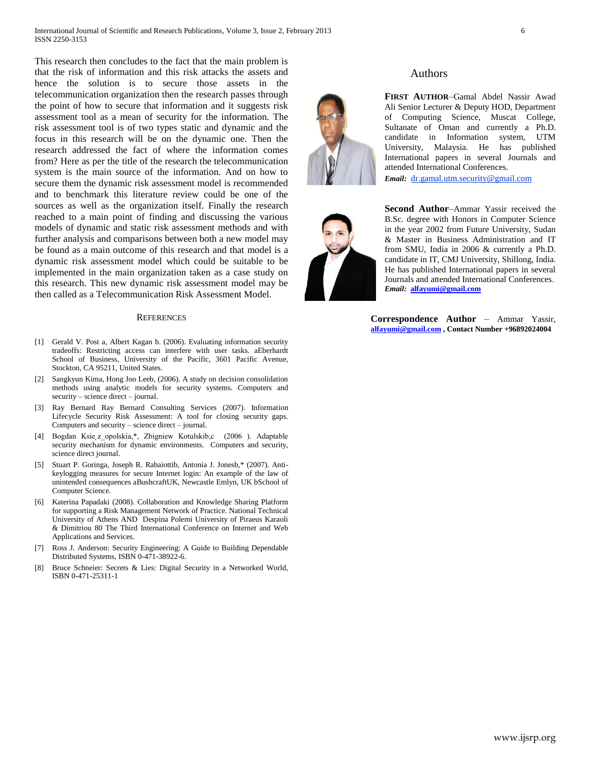This research then concludes to the fact that the main problem is that the risk of information and this risk attacks the assets and hence the solution is to secure those assets in the telecommunication organization then the research passes through the point of how to secure that information and it suggests risk assessment tool as a mean of security for the information. The risk assessment tool is of two types static and dynamic and the focus in this research will be on the dynamic one. Then the research addressed the fact of where the information comes from? Here as per the title of the research the telecommunication system is the main source of the information. And on how to secure them the dynamic risk assessment model is recommended and to benchmark this literature review could be one of the sources as well as the organization itself. Finally the research reached to a main point of finding and discussing the various models of dynamic and static risk assessment methods and with further analysis and comparisons between both a new model may be found as a main outcome of this research and that model is a dynamic risk assessment model which could be suitable to be implemented in the main organization taken as a case study on this research. This new dynamic risk assessment model may be then called as a Telecommunication Risk Assessment Model.

## References

[1] Gerald V. Post a, Albert Kagan b. (2006). Evaluating information security tradeoffs: Restricting access can interfere with user tasks. aEberhardt School of Business, University of the Pacific, 3601 Pacific Avenue, Stockton, CA 95211, United States.

[2] Sangkyun Kima, Hong Joo Leeb, (2006). A study on decision consolidation methods using analytic models for security systems. Computers and security – science direct – journal.

[3] Ray Bernard Ray Bernard Consulting Services (2007). Information Lifecycle Security Risk Assessment: A tool for closing security gaps. Computers and security – science direct – journal.

[4] Bogdan Ksiȩz_opolskia,*, Zbigniew Kotulskib,c (2006 ). Adaptable security mechanism for dynamic environments. Computers and security, science direct journal.

[5] Stuart P. Goringa, Joseph R. Rabaiottib, Antonia J. Jonesb,* (2007). Anti-keylogging measures for secure Internet login: An example of the law of unintended consequences aBushcraftUK, Newcastle Emlyn, UK bSchool of Computer Science.

[6] Katerina Papadaki (2008). Collaboration and Knowledge Sharing Platform for supporting a Risk Management Network of Practice. National Technical University of Athens AND Despina Polemi University of Piraeus Karaoli & Dimitriou 80 The Third International Conference on Internet and Web Applications and Services.

[7] Ross J. Anderson: Security Engineering: A Guide to Building Dependable Distributed Systems, ISBN 0-471-38922-6.

[8] Bruce Schneier: Secrets & Lies: Digital Security in a Networked World, ISBN 0-471-25311-1

## Authors

**First Author**–Gamal Abdel Nassir Awad Ali Senior Lecturer & Deputy HOD, Department of Computing Science, Muscat College, Sultanate of Oman and currently a Ph.D. candidate in Information system, UTM University, Malaysia. He has published International papers in several Journals and attended International Conferences.
***Email:*** dr.gamal.utm.security@gmail.com

**Second Author**–Ammar Yassir received the B.Sc. degree with Honors in Computer Science in the year 2002 from Future University, Sudan & Master in Business Administration and IT from SMU, India in 2006 & currently a Ph.D. candidate in IT, CMJ University, Shillong, India. He has published International papers in several Journals and attended International Conferences.
***Email:*** **alfayumi@gmail.com**

**Correspondence Author** – Ammar Yassir, **alfayumi@gmail.com , Contact Number +96892024004**